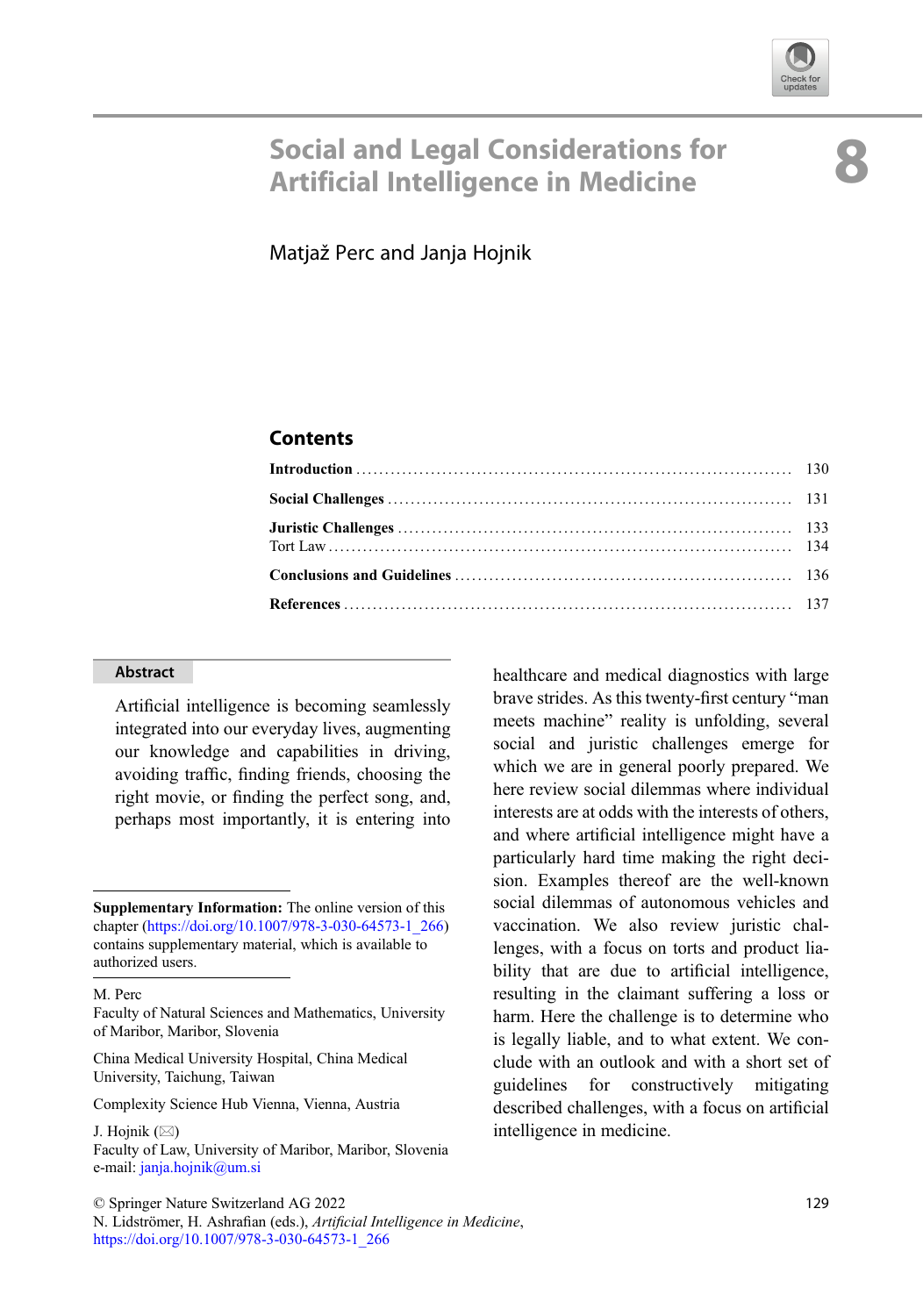# 8 Social and Legal Considerations for Artificial Intelligence in Medicine

Matjaž Perc and Janja Hojnik

## Contents

| | |
|---|---|
| **Introduction** | 130 |
| **Social Challenges** | 131 |
| **Juristic Challenges** | 133 |
| Tort Law | 134 |
| **Conclusions and Guidelines** | 136 |
| **References** | 137 |

## Abstract

Artificial intelligence is becoming seamlessly integrated into our everyday lives, augmenting our knowledge and capabilities in driving, avoiding traffic, finding friends, choosing the right movie, or finding the perfect song, and, perhaps most importantly, it is entering into healthcare and medical diagnostics with large brave strides. As this twenty-first century "man meets machine" reality is unfolding, several social and juristic challenges emerge for which we are in general poorly prepared. We here review social dilemmas where individual interests are at odds with the interests of others, and where artificial intelligence might have a particularly hard time making the right decision. Examples thereof are the well-known social dilemmas of autonomous vehicles and vaccination. We also review juristic challenges, with a focus on torts and product liability that are due to artificial intelligence, resulting in the claimant suffering a loss or harm. Here the challenge is to determine who is legally liable, and to what extent. We conclude with an outlook and with a short set of guidelines for constructively mitigating described challenges, with a focus on artificial intelligence in medicine.

---

**Supplementary Information:** The online version of this chapter (https://doi.org/10.1007/978-3-030-64573-1_266) contains supplementary material, which is available to authorized users.

M. Perc
Faculty of Natural Sciences and Mathematics, University of Maribor, Maribor, Slovenia

China Medical University Hospital, China Medical University, Taichung, Taiwan

Complexity Science Hub Vienna, Vienna, Austria

J. Hojnik (✉)
Faculty of Law, University of Maribor, Maribor, Slovenia
e-mail: janja.hojnik@um.si

© Springer Nature Switzerland AG 2022
N. Lidströmer, H. Ashrafian (eds.), *Artificial Intelligence in Medicine*,
https://doi.org/10.1007/978-3-030-64573-1_266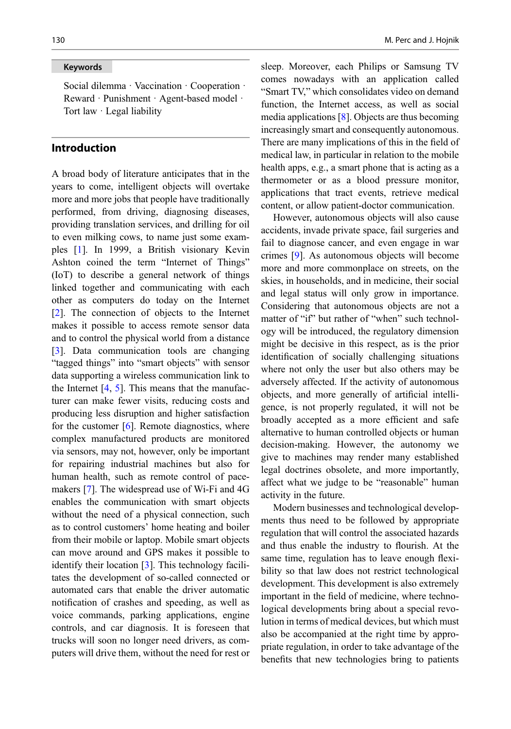**Keywords**

Social dilemma · Vaccination · Cooperation · Reward · Punishment · Agent-based model · Tort law · Legal liability

## Introduction

A broad body of literature anticipates that in the years to come, intelligent objects will overtake more and more jobs that people have traditionally performed, from driving, diagnosing diseases, providing translation services, and drilling for oil to even milking cows, to name just some examples [1]. In 1999, a British visionary Kevin Ashton coined the term "Internet of Things" (IoT) to describe a general network of things linked together and communicating with each other as computers do today on the Internet [2]. The connection of objects to the Internet makes it possible to access remote sensor data and to control the physical world from a distance [3]. Data communication tools are changing "tagged things" into "smart objects" with sensor data supporting a wireless communication link to the Internet [4, 5]. This means that the manufacturer can make fewer visits, reducing costs and producing less disruption and higher satisfaction for the customer [6]. Remote diagnostics, where complex manufactured products are monitored via sensors, may not, however, only be important for repairing industrial machines but also for human health, such as remote control of pacemakers [7]. The widespread use of Wi-Fi and 4G enables the communication with smart objects without the need of a physical connection, such as to control customers' home heating and boiler from their mobile or laptop. Mobile smart objects can move around and GPS makes it possible to identify their location [3]. This technology facilitates the development of so-called connected or automated cars that enable the driver automatic notification of crashes and speeding, as well as voice commands, parking applications, engine controls, and car diagnosis. It is foreseen that trucks will soon no longer need drivers, as computers will drive them, without the need for rest or sleep. Moreover, each Philips or Samsung TV comes nowadays with an application called "Smart TV," which consolidates video on demand function, the Internet access, as well as social media applications [8]. Objects are thus becoming increasingly smart and consequently autonomous. There are many implications of this in the field of medical law, in particular in relation to the mobile health apps, e.g., a smart phone that is acting as a thermometer or as a blood pressure monitor, applications that tract events, retrieve medical content, or allow patient-doctor communication.

However, autonomous objects will also cause accidents, invade private space, fail surgeries and fail to diagnose cancer, and even engage in war crimes [9]. As autonomous objects will become more and more commonplace on streets, on the skies, in households, and in medicine, their social and legal status will only grow in importance. Considering that autonomous objects are not a matter of "if" but rather of "when" such technology will be introduced, the regulatory dimension might be decisive in this respect, as is the prior identification of socially challenging situations where not only the user but also others may be adversely affected. If the activity of autonomous objects, and more generally of artificial intelligence, is not properly regulated, it will not be broadly accepted as a more efficient and safe alternative to human controlled objects or human decision-making. However, the autonomy we give to machines may render many established legal doctrines obsolete, and more importantly, affect what we judge to be "reasonable" human activity in the future.

Modern businesses and technological developments thus need to be followed by appropriate regulation that will control the associated hazards and thus enable the industry to flourish. At the same time, regulation has to leave enough flexibility so that law does not restrict technological development. This development is also extremely important in the field of medicine, where technological developments bring about a special revolution in terms of medical devices, but which must also be accompanied at the right time by appropriate regulation, in order to take advantage of the benefits that new technologies bring to patients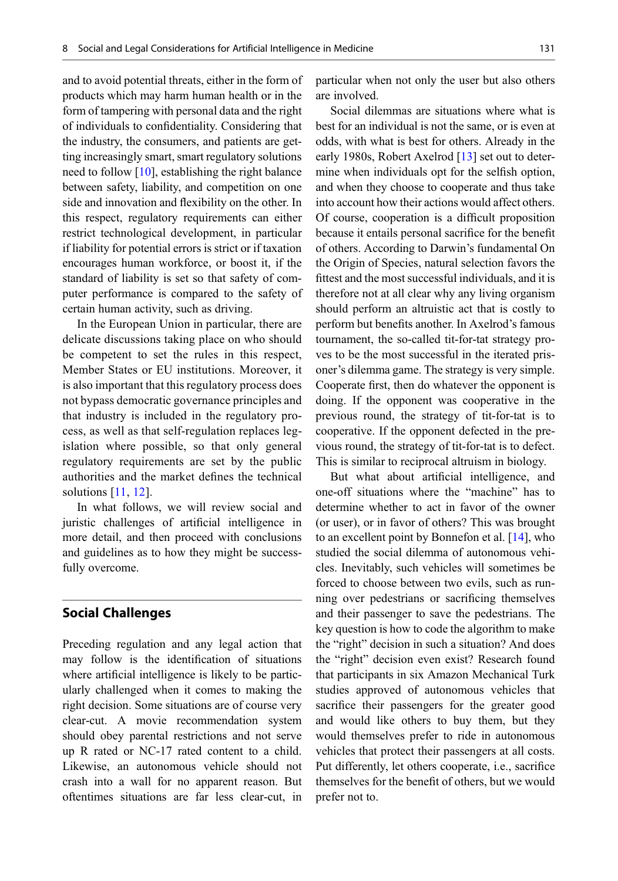and to avoid potential threats, either in the form of products which may harm human health or in the form of tampering with personal data and the right of individuals to confidentiality. Considering that the industry, the consumers, and patients are getting increasingly smart, smart regulatory solutions need to follow [10], establishing the right balance between safety, liability, and competition on one side and innovation and flexibility on the other. In this respect, regulatory requirements can either restrict technological development, in particular if liability for potential errors is strict or if taxation encourages human workforce, or boost it, if the standard of liability is set so that safety of computer performance is compared to the safety of certain human activity, such as driving.

In the European Union in particular, there are delicate discussions taking place on who should be competent to set the rules in this respect, Member States or EU institutions. Moreover, it is also important that this regulatory process does not bypass democratic governance principles and that industry is included in the regulatory process, as well as that self-regulation replaces legislation where possible, so that only general regulatory requirements are set by the public authorities and the market defines the technical solutions [11, 12].

In what follows, we will review social and juristic challenges of artificial intelligence in more detail, and then proceed with conclusions and guidelines as to how they might be successfully overcome.

## Social Challenges

Preceding regulation and any legal action that may follow is the identification of situations where artificial intelligence is likely to be particularly challenged when it comes to making the right decision. Some situations are of course very clear-cut. A movie recommendation system should obey parental restrictions and not serve up R rated or NC-17 rated content to a child. Likewise, an autonomous vehicle should not crash into a wall for no apparent reason. But oftentimes situations are far less clear-cut, in particular when not only the user but also others are involved.

Social dilemmas are situations where what is best for an individual is not the same, or is even at odds, with what is best for others. Already in the early 1980s, Robert Axelrod [13] set out to determine when individuals opt for the selfish option, and when they choose to cooperate and thus take into account how their actions would affect others. Of course, cooperation is a difficult proposition because it entails personal sacrifice for the benefit of others. According to Darwin's fundamental On the Origin of Species, natural selection favors the fittest and the most successful individuals, and it is therefore not at all clear why any living organism should perform an altruistic act that is costly to perform but benefits another. In Axelrod's famous tournament, the so-called tit-for-tat strategy proves to be the most successful in the iterated prisoner's dilemma game. The strategy is very simple. Cooperate first, then do whatever the opponent is doing. If the opponent was cooperative in the previous round, the strategy of tit-for-tat is to cooperative. If the opponent defected in the previous round, the strategy of tit-for-tat is to defect. This is similar to reciprocal altruism in biology.

But what about artificial intelligence, and one-off situations where the "machine" has to determine whether to act in favor of the owner (or user), or in favor of others? This was brought to an excellent point by Bonnefon et al. [14], who studied the social dilemma of autonomous vehicles. Inevitably, such vehicles will sometimes be forced to choose between two evils, such as running over pedestrians or sacrificing themselves and their passenger to save the pedestrians. The key question is how to code the algorithm to make the "right" decision in such a situation? And does the "right" decision even exist? Research found that participants in six Amazon Mechanical Turk studies approved of autonomous vehicles that sacrifice their passengers for the greater good and would like others to buy them, but they would themselves prefer to ride in autonomous vehicles that protect their passengers at all costs. Put differently, let others cooperate, i.e., sacrifice themselves for the benefit of others, but we would prefer not to.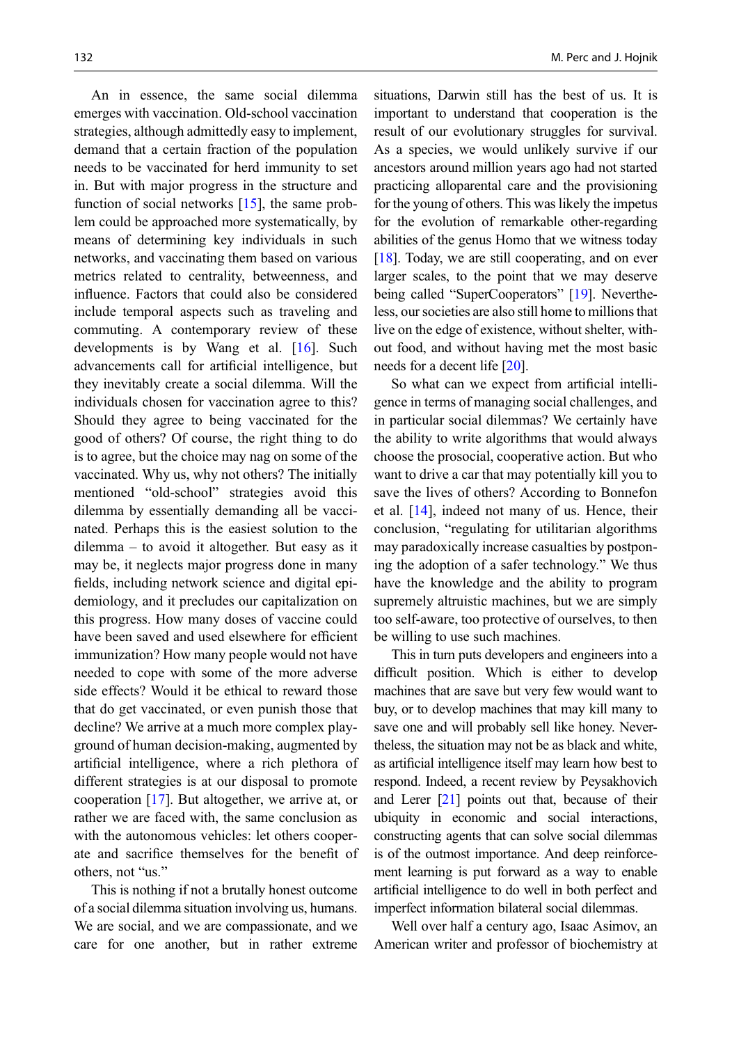An in essence, the same social dilemma emerges with vaccination. Old-school vaccination strategies, although admittedly easy to implement, demand that a certain fraction of the population needs to be vaccinated for herd immunity to set in. But with major progress in the structure and function of social networks [15], the same problem could be approached more systematically, by means of determining key individuals in such networks, and vaccinating them based on various metrics related to centrality, betweenness, and influence. Factors that could also be considered include temporal aspects such as traveling and commuting. A contemporary review of these developments is by Wang et al. [16]. Such advancements call for artificial intelligence, but they inevitably create a social dilemma. Will the individuals chosen for vaccination agree to this? Should they agree to being vaccinated for the good of others? Of course, the right thing to do is to agree, but the choice may nag on some of the vaccinated. Why us, why not others? The initially mentioned "old-school" strategies avoid this dilemma by essentially demanding all be vaccinated. Perhaps this is the easiest solution to the dilemma – to avoid it altogether. But easy as it may be, it neglects major progress done in many fields, including network science and digital epidemiology, and it precludes our capitalization on this progress. How many doses of vaccine could have been saved and used elsewhere for efficient immunization? How many people would not have needed to cope with some of the more adverse side effects? Would it be ethical to reward those that do get vaccinated, or even punish those that decline? We arrive at a much more complex playground of human decision-making, augmented by artificial intelligence, where a rich plethora of different strategies is at our disposal to promote cooperation [17]. But altogether, we arrive at, or rather we are faced with, the same conclusion as with the autonomous vehicles: let others cooperate and sacrifice themselves for the benefit of others, not "us."

This is nothing if not a brutally honest outcome of a social dilemma situation involving us, humans. We are social, and we are compassionate, and we care for one another, but in rather extreme situations, Darwin still has the best of us. It is important to understand that cooperation is the result of our evolutionary struggles for survival. As a species, we would unlikely survive if our ancestors around million years ago had not started practicing alloparental care and the provisioning for the young of others. This was likely the impetus for the evolution of remarkable other-regarding abilities of the genus Homo that we witness today [18]. Today, we are still cooperating, and on ever larger scales, to the point that we may deserve being called "SuperCooperators" [19]. Nevertheless, our societies are also still home to millions that live on the edge of existence, without shelter, without food, and without having met the most basic needs for a decent life [20].

So what can we expect from artificial intelligence in terms of managing social challenges, and in particular social dilemmas? We certainly have the ability to write algorithms that would always choose the prosocial, cooperative action. But who want to drive a car that may potentially kill you to save the lives of others? According to Bonnefon et al. [14], indeed not many of us. Hence, their conclusion, "regulating for utilitarian algorithms may paradoxically increase casualties by postponing the adoption of a safer technology." We thus have the knowledge and the ability to program supremely altruistic machines, but we are simply too self-aware, too protective of ourselves, to then be willing to use such machines.

This in turn puts developers and engineers into a difficult position. Which is either to develop machines that are save but very few would want to buy, or to develop machines that may kill many to save one and will probably sell like honey. Nevertheless, the situation may not be as black and white, as artificial intelligence itself may learn how best to respond. Indeed, a recent review by Peysakhovich and Lerer [21] points out that, because of their ubiquity in economic and social interactions, constructing agents that can solve social dilemmas is of the outmost importance. And deep reinforcement learning is put forward as a way to enable artificial intelligence to do well in both perfect and imperfect information bilateral social dilemmas.

Well over half a century ago, Isaac Asimov, an American writer and professor of biochemistry at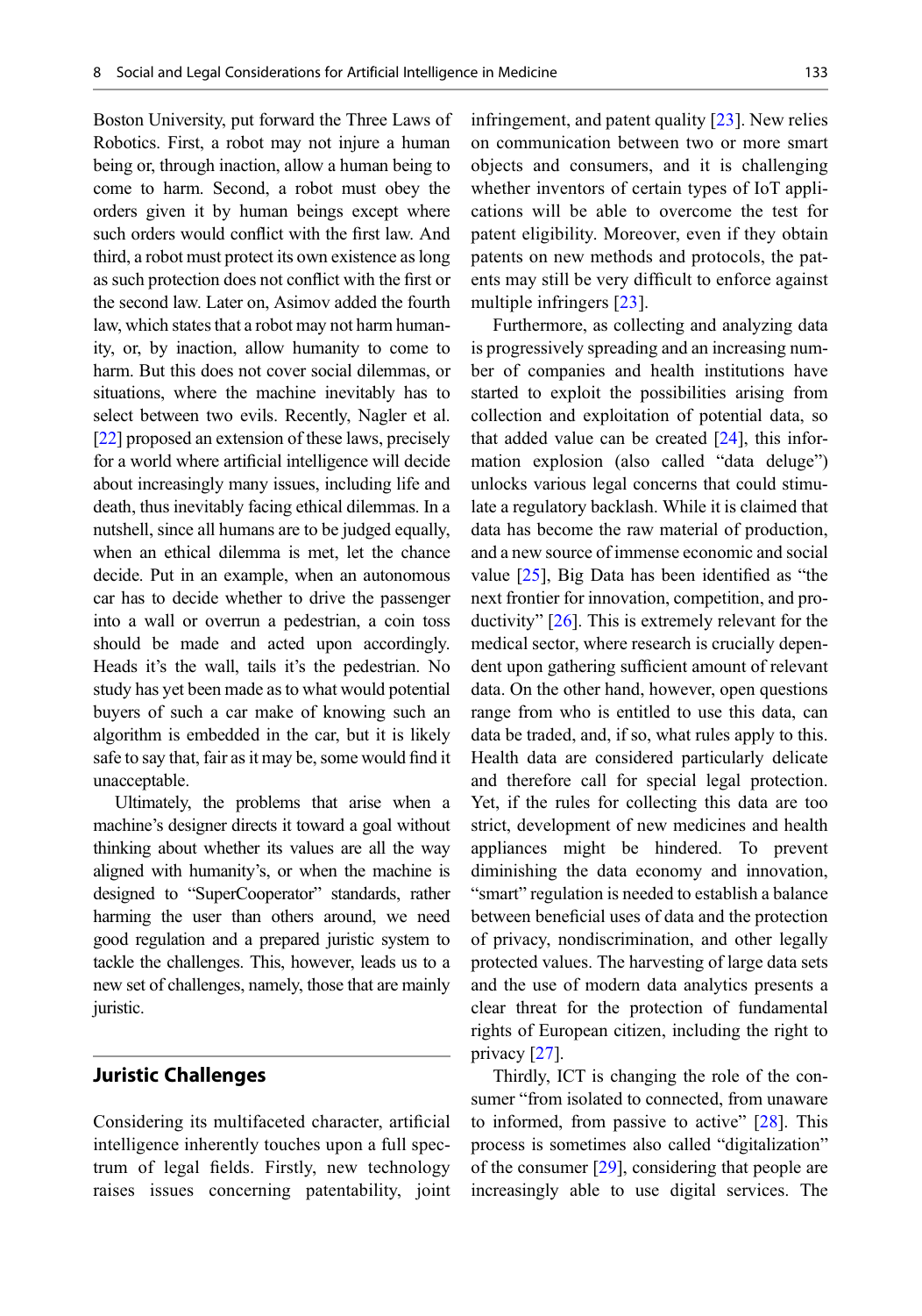Boston University, put forward the Three Laws of Robotics. First, a robot may not injure a human being or, through inaction, allow a human being to come to harm. Second, a robot must obey the orders given it by human beings except where such orders would conflict with the first law. And third, a robot must protect its own existence as long as such protection does not conflict with the first or the second law. Later on, Asimov added the fourth law, which states that a robot may not harm humanity, or, by inaction, allow humanity to come to harm. But this does not cover social dilemmas, or situations, where the machine inevitably has to select between two evils. Recently, Nagler et al. [22] proposed an extension of these laws, precisely for a world where artificial intelligence will decide about increasingly many issues, including life and death, thus inevitably facing ethical dilemmas. In a nutshell, since all humans are to be judged equally, when an ethical dilemma is met, let the chance decide. Put in an example, when an autonomous car has to decide whether to drive the passenger into a wall or overrun a pedestrian, a coin toss should be made and acted upon accordingly. Heads it's the wall, tails it's the pedestrian. No study has yet been made as to what would potential buyers of such a car make of knowing such an algorithm is embedded in the car, but it is likely safe to say that, fair as it may be, some would find it unacceptable.

Ultimately, the problems that arise when a machine's designer directs it toward a goal without thinking about whether its values are all the way aligned with humanity's, or when the machine is designed to "SuperCooperator" standards, rather harming the user than others around, we need good regulation and a prepared juristic system to tackle the challenges. This, however, leads us to a new set of challenges, namely, those that are mainly juristic.

## Juristic Challenges

Considering its multifaceted character, artificial intelligence inherently touches upon a full spectrum of legal fields. Firstly, new technology raises issues concerning patentability, joint infringement, and patent quality [23]. New relies on communication between two or more smart objects and consumers, and it is challenging whether inventors of certain types of IoT applications will be able to overcome the test for patent eligibility. Moreover, even if they obtain patents on new methods and protocols, the patents may still be very difficult to enforce against multiple infringers [23].

Furthermore, as collecting and analyzing data is progressively spreading and an increasing number of companies and health institutions have started to exploit the possibilities arising from collection and exploitation of potential data, so that added value can be created [24], this information explosion (also called "data deluge") unlocks various legal concerns that could stimulate a regulatory backlash. While it is claimed that data has become the raw material of production, and a new source of immense economic and social value [25], Big Data has been identified as "the next frontier for innovation, competition, and productivity" [26]. This is extremely relevant for the medical sector, where research is crucially dependent upon gathering sufficient amount of relevant data. On the other hand, however, open questions range from who is entitled to use this data, can data be traded, and, if so, what rules apply to this. Health data are considered particularly delicate and therefore call for special legal protection. Yet, if the rules for collecting this data are too strict, development of new medicines and health appliances might be hindered. To prevent diminishing the data economy and innovation, "smart" regulation is needed to establish a balance between beneficial uses of data and the protection of privacy, nondiscrimination, and other legally protected values. The harvesting of large data sets and the use of modern data analytics presents a clear threat for the protection of fundamental rights of European citizen, including the right to privacy [27].

Thirdly, ICT is changing the role of the consumer "from isolated to connected, from unaware to informed, from passive to active" [28]. This process is sometimes also called "digitalization" of the consumer [29], considering that people are increasingly able to use digital services. The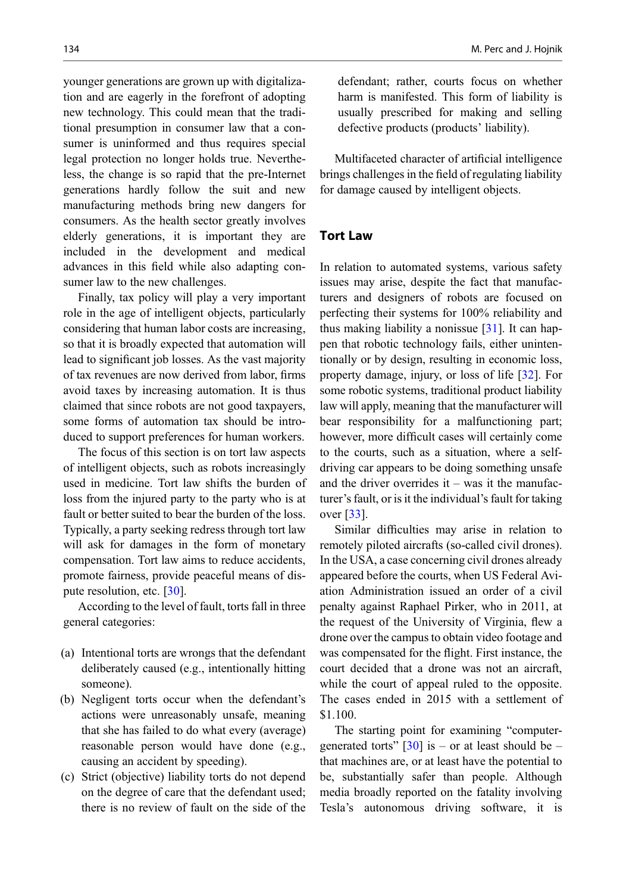younger generations are grown up with digitalization and are eagerly in the forefront of adopting new technology. This could mean that the traditional presumption in consumer law that a consumer is uninformed and thus requires special legal protection no longer holds true. Nevertheless, the change is so rapid that the pre-Internet generations hardly follow the suit and new manufacturing methods bring new dangers for consumers. As the health sector greatly involves elderly generations, it is important they are included in the development and medical advances in this field while also adapting consumer law to the new challenges.

Finally, tax policy will play a very important role in the age of intelligent objects, particularly considering that human labor costs are increasing, so that it is broadly expected that automation will lead to significant job losses. As the vast majority of tax revenues are now derived from labor, firms avoid taxes by increasing automation. It is thus claimed that since robots are not good taxpayers, some forms of automation tax should be introduced to support preferences for human workers.

The focus of this section is on tort law aspects of intelligent objects, such as robots increasingly used in medicine. Tort law shifts the burden of loss from the injured party to the party who is at fault or better suited to bear the burden of the loss. Typically, a party seeking redress through tort law will ask for damages in the form of monetary compensation. Tort law aims to reduce accidents, promote fairness, provide peaceful means of dispute resolution, etc. [30].

According to the level of fault, torts fall in three general categories:

(a) Intentional torts are wrongs that the defendant deliberately caused (e.g., intentionally hitting someone).
(b) Negligent torts occur when the defendant's actions were unreasonably unsafe, meaning that she has failed to do what every (average) reasonable person would have done (e.g., causing an accident by speeding).
(c) Strict (objective) liability torts do not depend on the degree of care that the defendant used; there is no review of fault on the side of the defendant; rather, courts focus on whether harm is manifested. This form of liability is usually prescribed for making and selling defective products (products' liability).

Multifaceted character of artificial intelligence brings challenges in the field of regulating liability for damage caused by intelligent objects.

## Tort Law

In relation to automated systems, various safety issues may arise, despite the fact that manufacturers and designers of robots are focused on perfecting their systems for 100% reliability and thus making liability a nonissue [31]. It can happen that robotic technology fails, either unintentionally or by design, resulting in economic loss, property damage, injury, or loss of life [32]. For some robotic systems, traditional product liability law will apply, meaning that the manufacturer will bear responsibility for a malfunctioning part; however, more difficult cases will certainly come to the courts, such as a situation, where a self-driving car appears to be doing something unsafe and the driver overrides it – was it the manufacturer's fault, or is it the individual's fault for taking over [33].

Similar difficulties may arise in relation to remotely piloted aircrafts (so-called civil drones). In the USA, a case concerning civil drones already appeared before the courts, when US Federal Aviation Administration issued an order of a civil penalty against Raphael Pirker, who in 2011, at the request of the University of Virginia, flew a drone over the campus to obtain video footage and was compensated for the flight. First instance, the court decided that a drone was not an aircraft, while the court of appeal ruled to the opposite. The cases ended in 2015 with a settlement of $1.100.

The starting point for examining "computer-generated torts" [30] is – or at least should be – that machines are, or at least have the potential to be, substantially safer than people. Although media broadly reported on the fatality involving Tesla's autonomous driving software, it is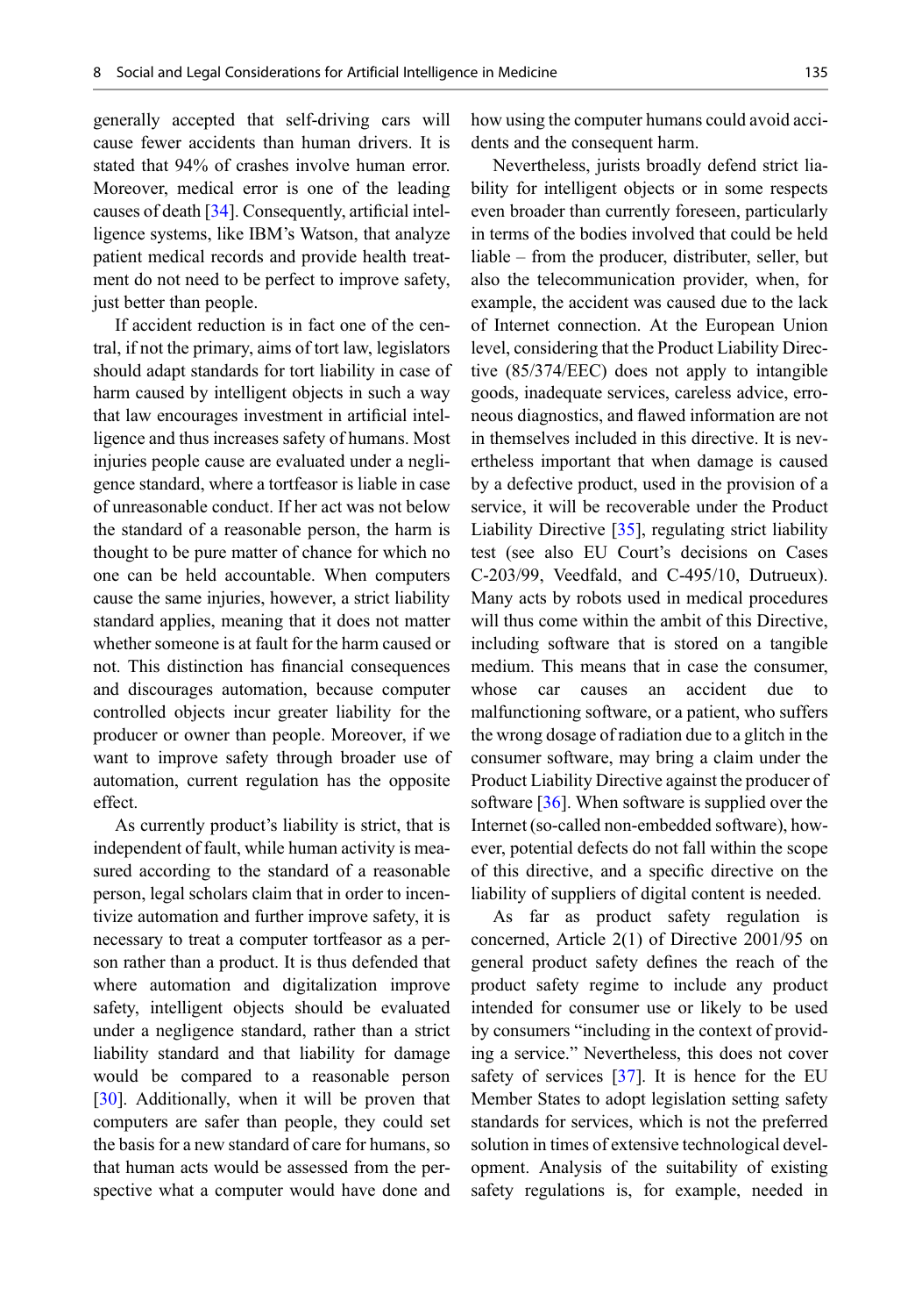generally accepted that self-driving cars will cause fewer accidents than human drivers. It is stated that 94% of crashes involve human error. Moreover, medical error is one of the leading causes of death [34]. Consequently, artificial intelligence systems, like IBM's Watson, that analyze patient medical records and provide health treatment do not need to be perfect to improve safety, just better than people.

If accident reduction is in fact one of the central, if not the primary, aims of tort law, legislators should adapt standards for tort liability in case of harm caused by intelligent objects in such a way that law encourages investment in artificial intelligence and thus increases safety of humans. Most injuries people cause are evaluated under a negligence standard, where a tortfeasor is liable in case of unreasonable conduct. If her act was not below the standard of a reasonable person, the harm is thought to be pure matter of chance for which no one can be held accountable. When computers cause the same injuries, however, a strict liability standard applies, meaning that it does not matter whether someone is at fault for the harm caused or not. This distinction has financial consequences and discourages automation, because computer controlled objects incur greater liability for the producer or owner than people. Moreover, if we want to improve safety through broader use of automation, current regulation has the opposite effect.

As currently product's liability is strict, that is independent of fault, while human activity is measured according to the standard of a reasonable person, legal scholars claim that in order to incentivize automation and further improve safety, it is necessary to treat a computer tortfeasor as a person rather than a product. It is thus defended that where automation and digitalization improve safety, intelligent objects should be evaluated under a negligence standard, rather than a strict liability standard and that liability for damage would be compared to a reasonable person [30]. Additionally, when it will be proven that computers are safer than people, they could set the basis for a new standard of care for humans, so that human acts would be assessed from the perspective what a computer would have done and how using the computer humans could avoid accidents and the consequent harm.

Nevertheless, jurists broadly defend strict liability for intelligent objects or in some respects even broader than currently foreseen, particularly in terms of the bodies involved that could be held liable – from the producer, distributer, seller, but also the telecommunication provider, when, for example, the accident was caused due to the lack of Internet connection. At the European Union level, considering that the Product Liability Directive (85/374/EEC) does not apply to intangible goods, inadequate services, careless advice, erroneous diagnostics, and flawed information are not in themselves included in this directive. It is nevertheless important that when damage is caused by a defective product, used in the provision of a service, it will be recoverable under the Product Liability Directive [35], regulating strict liability test (see also EU Court's decisions on Cases C-203/99, Veedfald, and C-495/10, Dutrueux). Many acts by robots used in medical procedures will thus come within the ambit of this Directive, including software that is stored on a tangible medium. This means that in case the consumer, whose car causes an accident due to malfunctioning software, or a patient, who suffers the wrong dosage of radiation due to a glitch in the consumer software, may bring a claim under the Product Liability Directive against the producer of software [36]. When software is supplied over the Internet (so-called non-embedded software), however, potential defects do not fall within the scope of this directive, and a specific directive on the liability of suppliers of digital content is needed.

As far as product safety regulation is concerned, Article 2(1) of Directive 2001/95 on general product safety defines the reach of the product safety regime to include any product intended for consumer use or likely to be used by consumers "including in the context of providing a service." Nevertheless, this does not cover safety of services [37]. It is hence for the EU Member States to adopt legislation setting safety standards for services, which is not the preferred solution in times of extensive technological development. Analysis of the suitability of existing safety regulations is, for example, needed in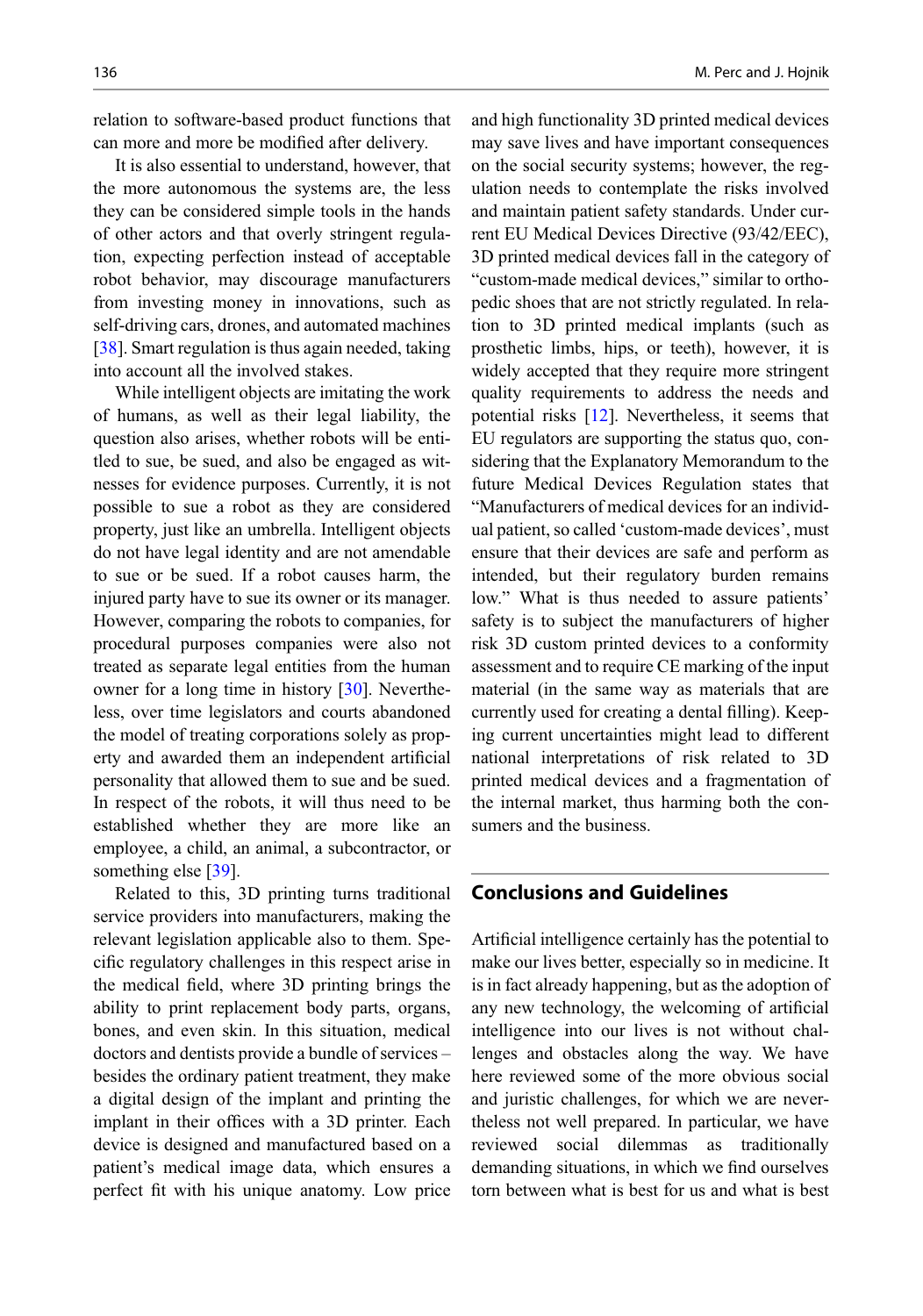relation to software-based product functions that can more and more be modified after delivery.

It is also essential to understand, however, that the more autonomous the systems are, the less they can be considered simple tools in the hands of other actors and that overly stringent regulation, expecting perfection instead of acceptable robot behavior, may discourage manufacturers from investing money in innovations, such as self-driving cars, drones, and automated machines [38]. Smart regulation is thus again needed, taking into account all the involved stakes.

While intelligent objects are imitating the work of humans, as well as their legal liability, the question also arises, whether robots will be entitled to sue, be sued, and also be engaged as witnesses for evidence purposes. Currently, it is not possible to sue a robot as they are considered property, just like an umbrella. Intelligent objects do not have legal identity and are not amendable to sue or be sued. If a robot causes harm, the injured party have to sue its owner or its manager. However, comparing the robots to companies, for procedural purposes companies were also not treated as separate legal entities from the human owner for a long time in history [30]. Nevertheless, over time legislators and courts abandoned the model of treating corporations solely as property and awarded them an independent artificial personality that allowed them to sue and be sued. In respect of the robots, it will thus need to be established whether they are more like an employee, a child, an animal, a subcontractor, or something else [39].

Related to this, 3D printing turns traditional service providers into manufacturers, making the relevant legislation applicable also to them. Specific regulatory challenges in this respect arise in the medical field, where 3D printing brings the ability to print replacement body parts, organs, bones, and even skin. In this situation, medical doctors and dentists provide a bundle of services – besides the ordinary patient treatment, they make a digital design of the implant and printing the implant in their offices with a 3D printer. Each device is designed and manufactured based on a patient's medical image data, which ensures a perfect fit with his unique anatomy. Low price and high functionality 3D printed medical devices may save lives and have important consequences on the social security systems; however, the regulation needs to contemplate the risks involved and maintain patient safety standards. Under current EU Medical Devices Directive (93/42/EEC), 3D printed medical devices fall in the category of "custom-made medical devices," similar to orthopedic shoes that are not strictly regulated. In relation to 3D printed medical implants (such as prosthetic limbs, hips, or teeth), however, it is widely accepted that they require more stringent quality requirements to address the needs and potential risks [12]. Nevertheless, it seems that EU regulators are supporting the status quo, considering that the Explanatory Memorandum to the future Medical Devices Regulation states that "Manufacturers of medical devices for an individual patient, so called 'custom-made devices', must ensure that their devices are safe and perform as intended, but their regulatory burden remains low." What is thus needed to assure patients' safety is to subject the manufacturers of higher risk 3D custom printed devices to a conformity assessment and to require CE marking of the input material (in the same way as materials that are currently used for creating a dental filling). Keeping current uncertainties might lead to different national interpretations of risk related to 3D printed medical devices and a fragmentation of the internal market, thus harming both the consumers and the business.

## Conclusions and Guidelines

Artificial intelligence certainly has the potential to make our lives better, especially so in medicine. It is in fact already happening, but as the adoption of any new technology, the welcoming of artificial intelligence into our lives is not without challenges and obstacles along the way. We have here reviewed some of the more obvious social and juristic challenges, for which we are nevertheless not well prepared. In particular, we have reviewed social dilemmas as traditionally demanding situations, in which we find ourselves torn between what is best for us and what is best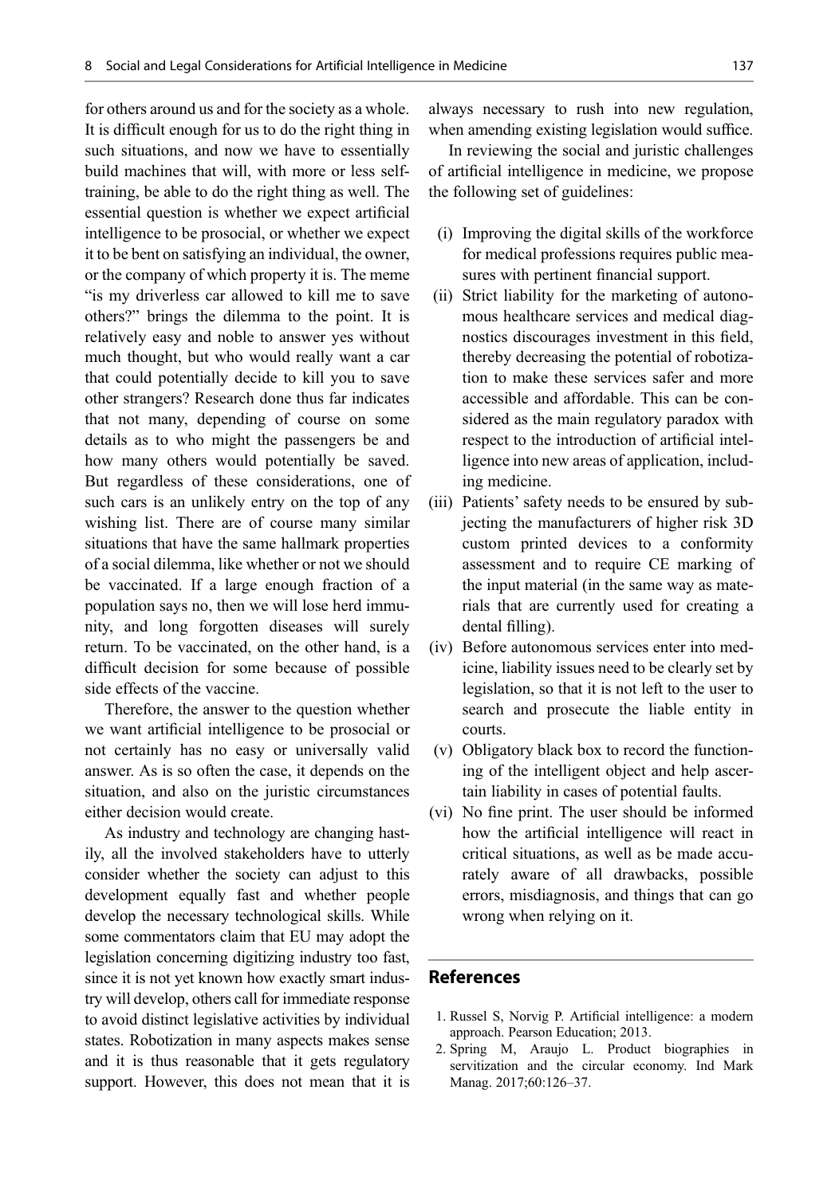for others around us and for the society as a whole. It is difficult enough for us to do the right thing in such situations, and now we have to essentially build machines that will, with more or less self-training, be able to do the right thing as well. The essential question is whether we expect artificial intelligence to be prosocial, or whether we expect it to be bent on satisfying an individual, the owner, or the company of which property it is. The meme "is my driverless car allowed to kill me to save others?" brings the dilemma to the point. It is relatively easy and noble to answer yes without much thought, but who would really want a car that could potentially decide to kill you to save other strangers? Research done thus far indicates that not many, depending of course on some details as to who might the passengers be and how many others would potentially be saved. But regardless of these considerations, one of such cars is an unlikely entry on the top of any wishing list. There are of course many similar situations that have the same hallmark properties of a social dilemma, like whether or not we should be vaccinated. If a large enough fraction of a population says no, then we will lose herd immunity, and long forgotten diseases will surely return. To be vaccinated, on the other hand, is a difficult decision for some because of possible side effects of the vaccine.

Therefore, the answer to the question whether we want artificial intelligence to be prosocial or not certainly has no easy or universally valid answer. As is so often the case, it depends on the situation, and also on the juristic circumstances either decision would create.

As industry and technology are changing hastily, all the involved stakeholders have to utterly consider whether the society can adjust to this development equally fast and whether people develop the necessary technological skills. While some commentators claim that EU may adopt the legislation concerning digitizing industry too fast, since it is not yet known how exactly smart industry will develop, others call for immediate response to avoid distinct legislative activities by individual states. Robotization in many aspects makes sense and it is thus reasonable that it gets regulatory support. However, this does not mean that it is always necessary to rush into new regulation, when amending existing legislation would suffice.

In reviewing the social and juristic challenges of artificial intelligence in medicine, we propose the following set of guidelines:

(i) Improving the digital skills of the workforce for medical professions requires public measures with pertinent financial support.

(ii) Strict liability for the marketing of autonomous healthcare services and medical diagnostics discourages investment in this field, thereby decreasing the potential of robotization to make these services safer and more accessible and affordable. This can be considered as the main regulatory paradox with respect to the introduction of artificial intelligence into new areas of application, including medicine.

(iii) Patients' safety needs to be ensured by subjecting the manufacturers of higher risk 3D custom printed devices to a conformity assessment and to require CE marking of the input material (in the same way as materials that are currently used for creating a dental filling).

(iv) Before autonomous services enter into medicine, liability issues need to be clearly set by legislation, so that it is not left to the user to search and prosecute the liable entity in courts.

(v) Obligatory black box to record the functioning of the intelligent object and help ascertain liability in cases of potential faults.

(vi) No fine print. The user should be informed how the artificial intelligence will react in critical situations, as well as be made accurately aware of all drawbacks, possible errors, misdiagnosis, and things that can go wrong when relying on it.

## References

1. Russel S, Norvig P. Artificial intelligence: a modern approach. Pearson Education; 2013.
2. Spring M, Araujo L. Product biographies in servitization and the circular economy. Ind Mark Manag. 2017;60:126–37.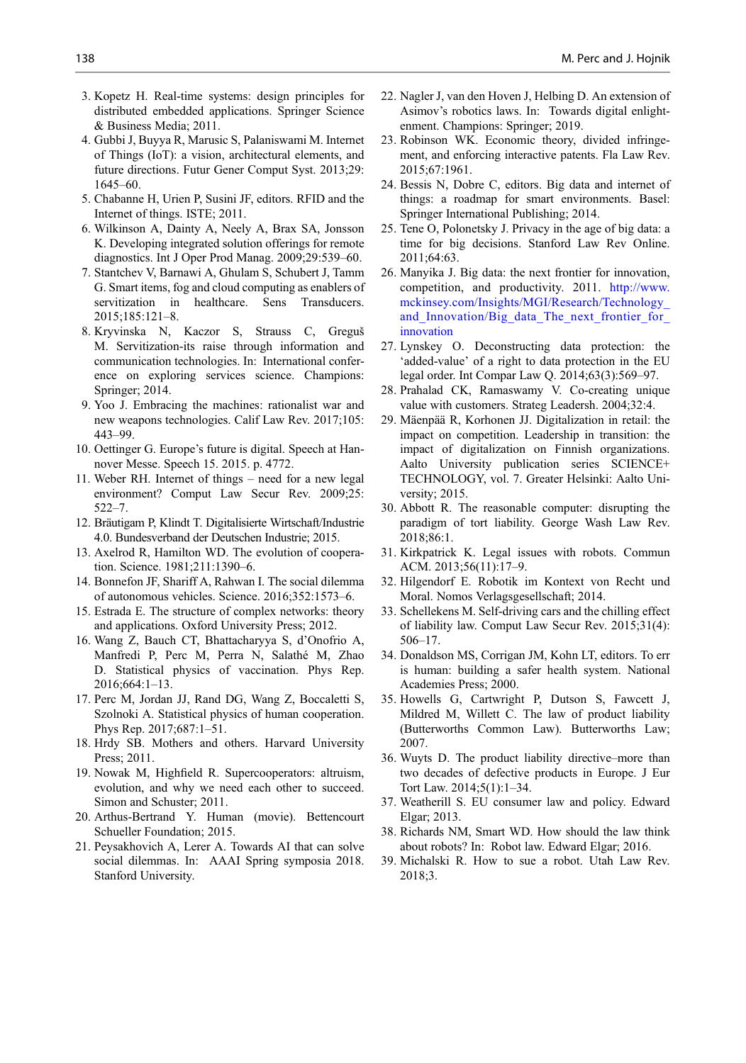3. Kopetz H. Real-time systems: design principles for distributed embedded applications. Springer Science & Business Media; 2011.
4. Gubbi J, Buyya R, Marusic S, Palaniswami M. Internet of Things (IoT): a vision, architectural elements, and future directions. Futur Gener Comput Syst. 2013;29: 1645–60.
5. Chabanne H, Urien P, Susini JF, editors. RFID and the Internet of things. ISTE; 2011.
6. Wilkinson A, Dainty A, Neely A, Brax SA, Jonsson K. Developing integrated solution offerings for remote diagnostics. Int J Oper Prod Manag. 2009;29:539–60.
7. Stantchev V, Barnawi A, Ghulam S, Schubert J, Tamm G. Smart items, fog and cloud computing as enablers of servitization in healthcare. Sens Transducers. 2015;185:121–8.
8. Kryvinska N, Kaczor S, Strauss C, Greguš M. Servitization-its raise through information and communication technologies. In: International conference on exploring services science. Champions: Springer; 2014.
9. Yoo J. Embracing the machines: rationalist war and new weapons technologies. Calif Law Rev. 2017;105: 443–99.
10. Oettinger G. Europe's future is digital. Speech at Hannover Messe. Speech 15. 2015. p. 4772.
11. Weber RH. Internet of things – need for a new legal environment? Comput Law Secur Rev. 2009;25: 522–7.
12. Bräutigam P, Klindt T. Digitalisierte Wirtschaft/Industrie 4.0. Bundesverband der Deutschen Industrie; 2015.
13. Axelrod R, Hamilton WD. The evolution of cooperation. Science. 1981;211:1390–6.
14. Bonnefon JF, Shariff A, Rahwan I. The social dilemma of autonomous vehicles. Science. 2016;352:1573–6.
15. Estrada E. The structure of complex networks: theory and applications. Oxford University Press; 2012.
16. Wang Z, Bauch CT, Bhattacharyya S, d'Onofrio A, Manfredi P, Perc M, Perra N, Salathé M, Zhao D. Statistical physics of vaccination. Phys Rep. 2016;664:1–13.
17. Perc M, Jordan JJ, Rand DG, Wang Z, Boccaletti S, Szolnoki A. Statistical physics of human cooperation. Phys Rep. 2017;687:1–51.
18. Hrdy SB. Mothers and others. Harvard University Press; 2011.
19. Nowak M, Highfield R. Supercooperators: altruism, evolution, and why we need each other to succeed. Simon and Schuster; 2011.
20. Arthus-Bertrand Y. Human (movie). Bettencourt Schueller Foundation; 2015.
21. Peysakhovich A, Lerer A. Towards AI that can solve social dilemmas. In: AAAI Spring symposia 2018. Stanford University.
22. Nagler J, van den Hoven J, Helbing D. An extension of Asimov's robotics laws. In: Towards digital enlightenment. Champions: Springer; 2019.
23. Robinson WK. Economic theory, divided infringement, and enforcing interactive patents. Fla Law Rev. 2015;67:1961.
24. Bessis N, Dobre C, editors. Big data and internet of things: a roadmap for smart environments. Basel: Springer International Publishing; 2014.
25. Tene O, Polonetsky J. Privacy in the age of big data: a time for big decisions. Stanford Law Rev Online. 2011;64:63.
26. Manyika J. Big data: the next frontier for innovation, competition, and productivity. 2011. http://www.mckinsey.com/Insights/MGI/Research/Technology_and_Innovation/Big_data_The_next_frontier_for_innovation
27. Lynskey O. Deconstructing data protection: the 'added-value' of a right to data protection in the EU legal order. Int Compar Law Q. 2014;63(3):569–97.
28. Prahalad CK, Ramaswamy V. Co-creating unique value with customers. Strateg Leadersh. 2004;32:4.
29. Mäenpää R, Korhonen JJ. Digitalization in retail: the impact on competition. Leadership in transition: the impact of digitalization on Finnish organizations. Aalto University publication series SCIENCE+ TECHNOLOGY, vol. 7. Greater Helsinki: Aalto University; 2015.
30. Abbott R. The reasonable computer: disrupting the paradigm of tort liability. George Wash Law Rev. 2018;86:1.
31. Kirkpatrick K. Legal issues with robots. Commun ACM. 2013;56(11):17–9.
32. Hilgendorf E. Robotik im Kontext von Recht und Moral. Nomos Verlagsgesellschaft; 2014.
33. Schellekens M. Self-driving cars and the chilling effect of liability law. Comput Law Secur Rev. 2015;31(4): 506–17.
34. Donaldson MS, Corrigan JM, Kohn LT, editors. To err is human: building a safer health system. National Academies Press; 2000.
35. Howells G, Cartwright P, Dutson S, Fawcett J, Mildred M, Willett C. The law of product liability (Butterworths Common Law). Butterworths Law; 2007.
36. Wuyts D. The product liability directive–more than two decades of defective products in Europe. J Eur Tort Law. 2014;5(1):1–34.
37. Weatherill S. EU consumer law and policy. Edward Elgar; 2013.
38. Richards NM, Smart WD. How should the law think about robots? In: Robot law. Edward Elgar; 2016.
39. Michalski R. How to sue a robot. Utah Law Rev. 2018;3.